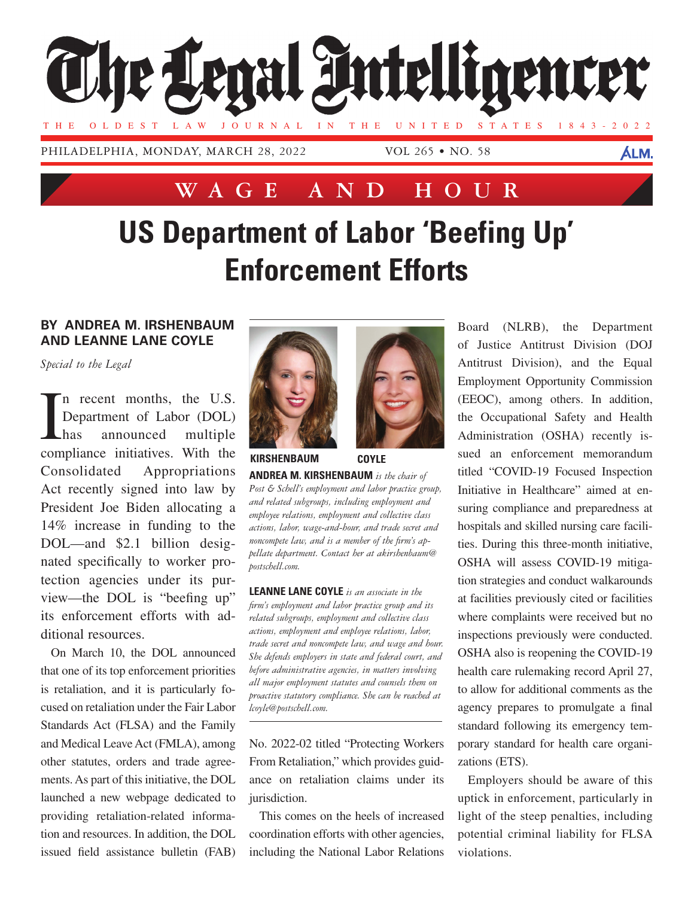# The Legal Intelligencer

THE OLDEST LAW JOURNAL IN THE UNITED STATES 1843-2022

PHILADELPHIA, MONDAY, MARCH 28, 2022 VOL 265 • NO. 58

## WAGE AND HOUR

# US Department of Labor 'Beefing Up' Enforcement Efforts

**BY ANDREA M. IRSHENBAUM AND LEANNE LANE COYLE**

*Special to the Legal*

In recent months, the U.S. Department of Labor (DOL) has announced multiple compliance initiatives. With the Consolidated Appropriations Act recently signed into law by President Joe Biden allocating a 14% increase in funding to the DOL—and $2.1 billion designated specifically to worker protection agencies under its purview—the DOL is "beefing up" its enforcement efforts with additional resources.

On March 10, the DOL announced that one of its top enforcement priorities is retaliation, and it is particularly focused on retaliation under the Fair Labor Standards Act (FLSA) and the Family and Medical Leave Act (FMLA), among other statutes, orders and trade agreements. As part of this initiative, the DOL launched a new webpage dedicated to providing retaliation-related information and resources. In addition, the DOL issued field assistance bulletin (FAB) No. 2022-02 titled "Protecting Workers From Retaliation," which provides guidance on retaliation claims under its jurisdiction.

This comes on the heels of increased coordination efforts with other agencies, including the National Labor Relations Board (NLRB), the Department of Justice Antitrust Division (DOJ Antitrust Division), and the Equal Employment Opportunity Commission (EEOC), among others. In addition, the Occupational Safety and Health Administration (OSHA) recently issued an enforcement memorandum titled "COVID-19 Focused Inspection Initiative in Healthcare" aimed at ensuring compliance and preparedness at hospitals and skilled nursing care facilities. During this three-month initiative, OSHA will assess COVID-19 mitigation strategies and conduct walkarounds at facilities previously cited or facilities where complaints were received but no inspections previously were conducted. OSHA also is reopening the COVID-19 health care rulemaking record April 27, to allow for additional comments as the agency prepares to promulgate a final standard following its emergency temporary standard for health care organizations (ETS).

Employers should be aware of this uptick in enforcement, particularly in light of the steep penalties, including potential criminal liability for FLSA violations.

---

KIRSHENBAUM COYLE

**ANDREA M. KIRSHENBAUM** *is the chair of Post & Schell's employment and labor practice group, and related subgroups, including employment and employee relations, employment and collective class actions, labor, wage-and-hour, and trade secret and noncompete law, and is a member of the firm's appellate department. Contact her at akirshenbaum@postschell.com.*

**LEANNE LANE COYLE** *is an associate in the firm's employment and labor practice group and its related subgroups, employment and collective class actions, employment and employee relations, labor, trade secret and noncompete law, and wage and hour. She defends employers in state and federal court, and before administrative agencies, in matters involving all major employment statutes and counsels them on proactive statutory compliance. She can be reached at lcoyle@postschell.com.*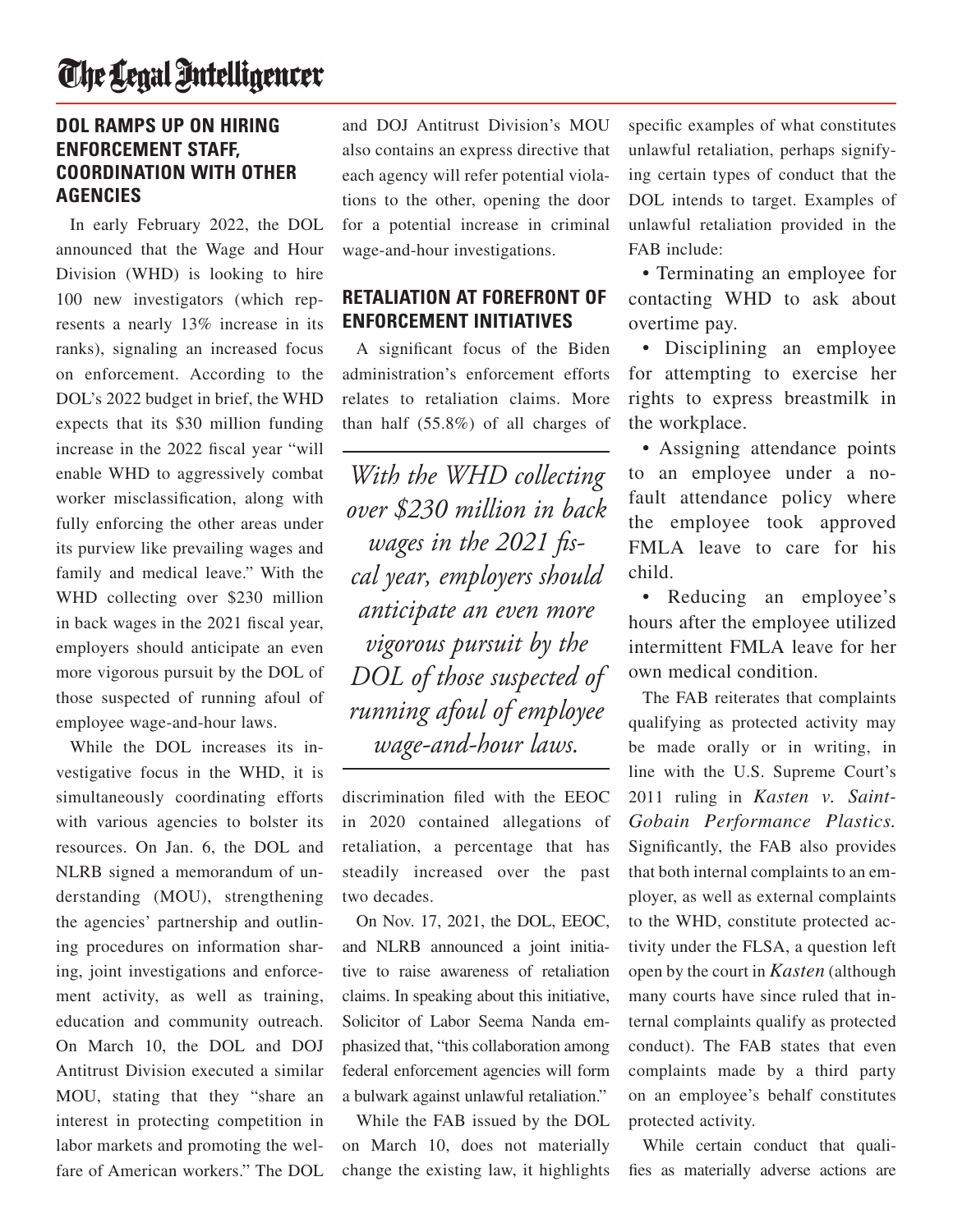## DOL RAMPS UP ON HIRING ENFORCEMENT STAFF, COORDINATION WITH OTHER AGENCIES

In early February 2022, the DOL announced that the Wage and Hour Division (WHD) is looking to hire 100 new investigators (which represents a nearly 13% increase in its ranks), signaling an increased focus on enforcement. According to the DOL's 2022 budget in brief, the WHD expects that its $30 million funding increase in the 2022 fiscal year "will enable WHD to aggressively combat worker misclassification, along with fully enforcing the other areas under its purview like prevailing wages and family and medical leave." With the WHD collecting over $230 million in back wages in the 2021 fiscal year, employers should anticipate an even more vigorous pursuit by the DOL of those suspected of running afoul of employee wage-and-hour laws.

While the DOL increases its investigative focus in the WHD, it is simultaneously coordinating efforts with various agencies to bolster its resources. On Jan. 6, the DOL and NLRB signed a memorandum of understanding (MOU), strengthening the agencies' partnership and outlining procedures on information sharing, joint investigations and enforcement activity, as well as training, education and community outreach. On March 10, the DOL and DOJ Antitrust Division executed a similar MOU, stating that they "share an interest in protecting competition in labor markets and promoting the welfare of American workers." The DOL and DOJ Antitrust Division's MOU also contains an express directive that each agency will refer potential violations to the other, opening the door for a potential increase in criminal wage-and-hour investigations.

## RETALIATION AT FOREFRONT OF ENFORCEMENT INITIATIVES

A significant focus of the Biden administration's enforcement efforts relates to retaliation claims. More than half (55.8%) of all charges of discrimination filed with the EEOC in 2020 contained allegations of retaliation, a percentage that has steadily increased over the past two decades.

*With the WHD collecting over $230 million in back wages in the 2021 fiscal year, employers should anticipate an even more vigorous pursuit by the DOL of those suspected of running afoul of employee wage-and-hour laws.*

On Nov. 17, 2021, the DOL, EEOC, and NLRB announced a joint initiative to raise awareness of retaliation claims. In speaking about this initiative, Solicitor of Labor Seema Nanda emphasized that, "this collaboration among federal enforcement agencies will form a bulwark against unlawful retaliation."

While the FAB issued by the DOL on March 10, does not materially change the existing law, it highlights specific examples of what constitutes unlawful retaliation, perhaps signifying certain types of conduct that the DOL intends to target. Examples of unlawful retaliation provided in the FAB include:

- Terminating an employee for contacting WHD to ask about overtime pay.
- Disciplining an employee for attempting to exercise her rights to express breastmilk in the workplace.
- Assigning attendance points to an employee under a no-fault attendance policy where the employee took approved FMLA leave to care for his child.
- Reducing an employee's hours after the employee utilized intermittent FMLA leave for her own medical condition.

The FAB reiterates that complaints qualifying as protected activity may be made orally or in writing, in line with the U.S. Supreme Court's 2011 ruling in *Kasten v. Saint-Gobain Performance Plastics.* Significantly, the FAB also provides that both internal complaints to an employer, as well as external complaints to the WHD, constitute protected activity under the FLSA, a question left open by the court in *Kasten* (although many courts have since ruled that internal complaints qualify as protected conduct). The FAB states that even complaints made by a third party on an employee's behalf constitutes protected activity.

While certain conduct that qualifies as materially adverse actions are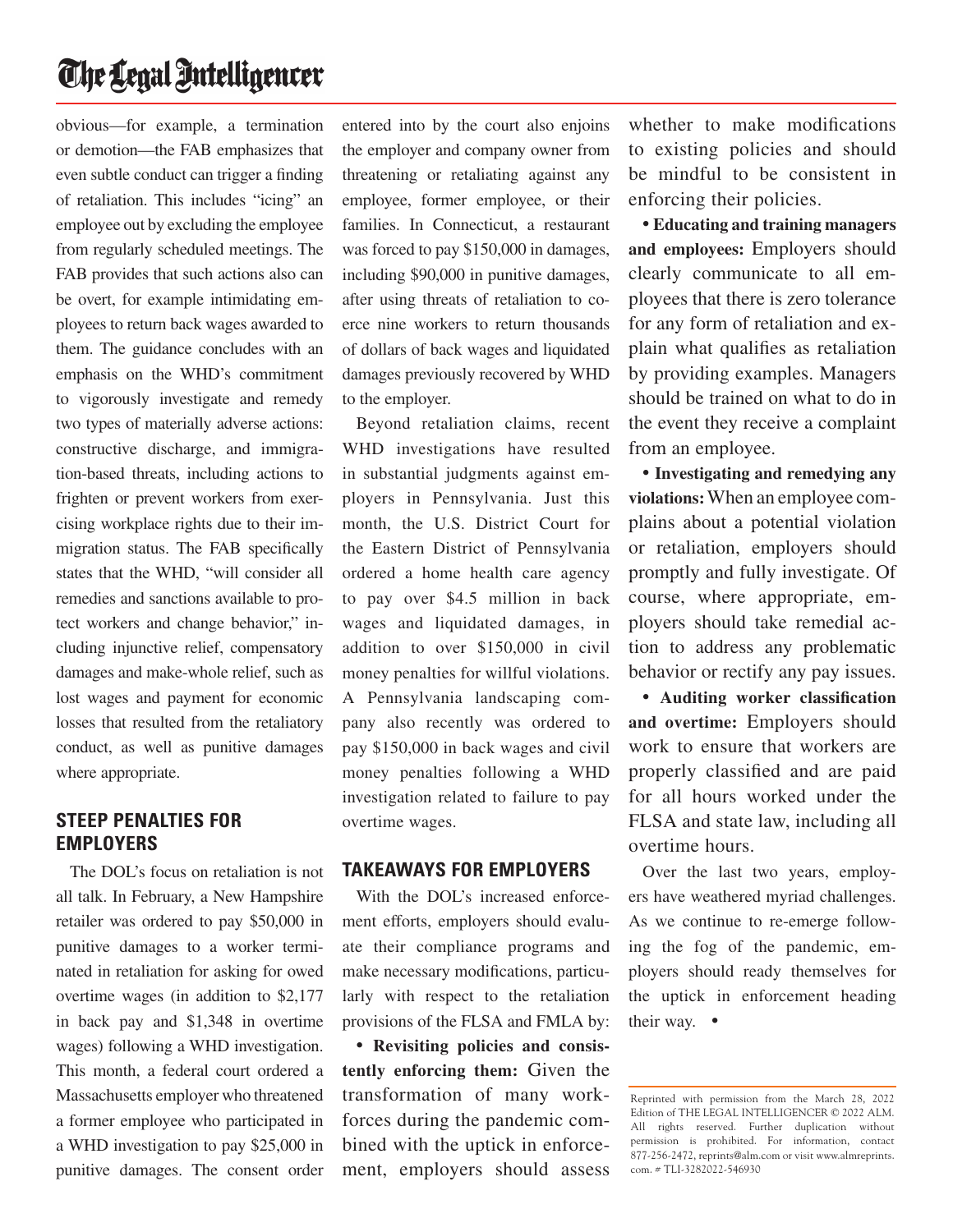obvious—for example, a termination or demotion—the FAB emphasizes that even subtle conduct can trigger a finding of retaliation. This includes "icing" an employee out by excluding the employee from regularly scheduled meetings. The FAB provides that such actions also can be overt, for example intimidating employees to return back wages awarded to them. The guidance concludes with an emphasis on the WHD's commitment to vigorously investigate and remedy two types of materially adverse actions: constructive discharge, and immigration-based threats, including actions to frighten or prevent workers from exercising workplace rights due to their immigration status. The FAB specifically states that the WHD, "will consider all remedies and sanctions available to protect workers and change behavior," including injunctive relief, compensatory damages and make-whole relief, such as lost wages and payment for economic losses that resulted from the retaliatory conduct, as well as punitive damages where appropriate.

## STEEP PENALTIES FOR EMPLOYERS

The DOL's focus on retaliation is not all talk. In February, a New Hampshire retailer was ordered to pay $50,000 in punitive damages to a worker terminated in retaliation for asking for owed overtime wages (in addition to $2,177 in back pay and $1,348 in overtime wages) following a WHD investigation. This month, a federal court ordered a Massachusetts employer who threatened a former employee who participated in a WHD investigation to pay $25,000 in punitive damages. The consent order entered into by the court also enjoins the employer and company owner from threatening or retaliating against any employee, former employee, or their families. In Connecticut, a restaurant was forced to pay $150,000 in damages, including $90,000 in punitive damages, after using threats of retaliation to coerce nine workers to return thousands of dollars of back wages and liquidated damages previously recovered by WHD to the employer.

Beyond retaliation claims, recent WHD investigations have resulted in substantial judgments against employers in Pennsylvania. Just this month, the U.S. District Court for the Eastern District of Pennsylvania ordered a home health care agency to pay over $4.5 million in back wages and liquidated damages, in addition to over $150,000 in civil money penalties for willful violations. A Pennsylvania landscaping company also recently was ordered to pay $150,000 in back wages and civil money penalties following a WHD investigation related to failure to pay overtime wages.

## TAKEAWAYS FOR EMPLOYERS

With the DOL's increased enforcement efforts, employers should evaluate their compliance programs and make necessary modifications, particularly with respect to the retaliation provisions of the FLSA and FMLA by:

- **Revisiting policies and consistently enforcing them:** Given the transformation of many workforces during the pandemic combined with the uptick in enforcement, employers should assess whether to make modifications to existing policies and should be mindful to be consistent in enforcing their policies.
- **Educating and training managers and employees:** Employers should clearly communicate to all employees that there is zero tolerance for any form of retaliation and explain what qualifies as retaliation by providing examples. Managers should be trained on what to do in the event they receive a complaint from an employee.
- **Investigating and remedying any violations:** When an employee complains about a potential violation or retaliation, employers should promptly and fully investigate. Of course, where appropriate, employers should take remedial action to address any problematic behavior or rectify any pay issues.
- **Auditing worker classification and overtime:** Employers should work to ensure that workers are properly classified and are paid for all hours worked under the FLSA and state law, including all overtime hours.

Over the last two years, employers have weathered myriad challenges. As we continue to re-emerge following the fog of the pandemic, employers should ready themselves for the uptick in enforcement heading their way. •

Reprinted with permission from the March 28, 2022 Edition of THE LEGAL INTELLIGENCER © 2022 ALM. All rights reserved. Further duplication without permission is prohibited. For information, contact 877-256-2472, reprints@alm.com or visit www.almreprints.com. # TLI-3282022-546930